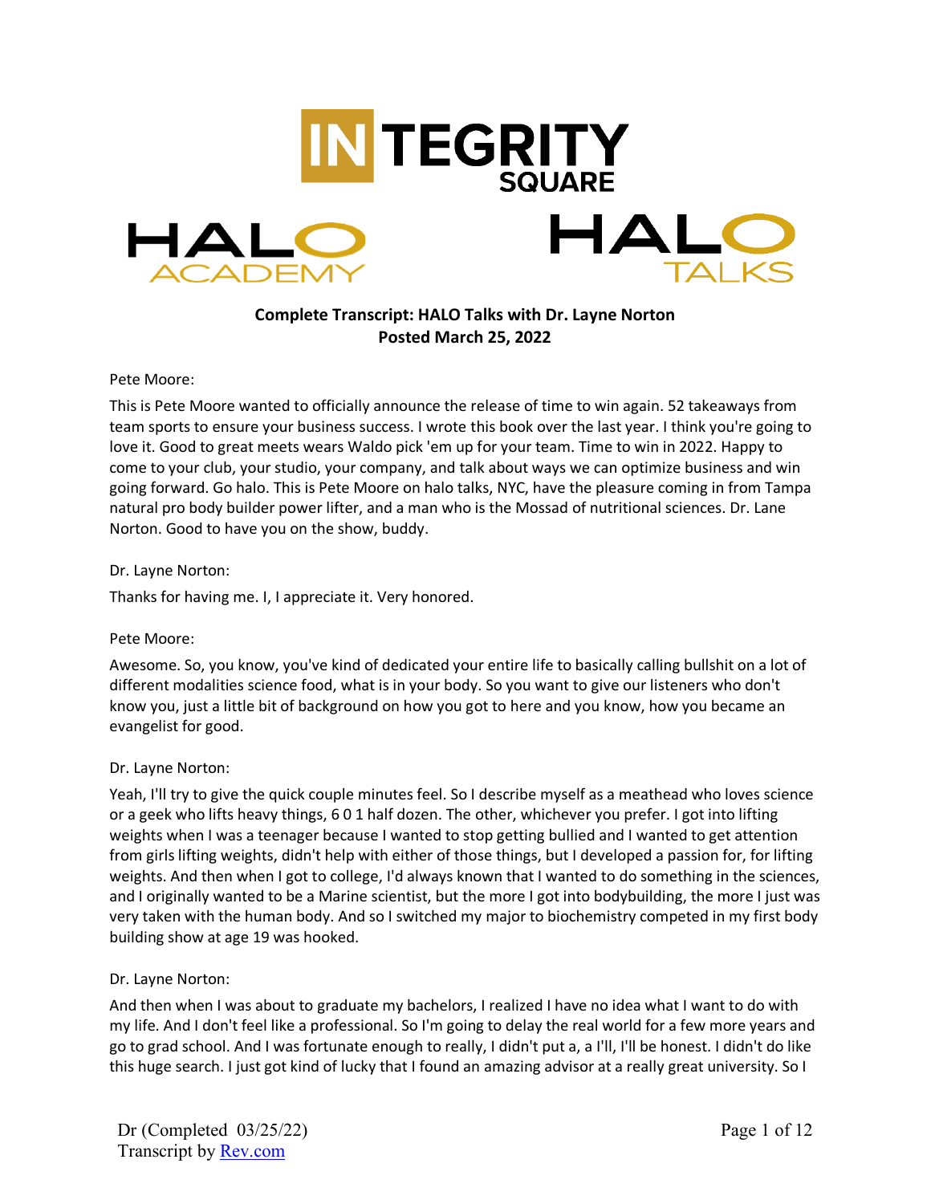**Complete Transcript: HALO Talks with Dr. Layne Norton**
**Posted March 25, 2022**

Pete Moore:

This is Pete Moore wanted to officially announce the release of time to win again. 52 takeaways from team sports to ensure your business success. I wrote this book over the last year. I think you're going to love it. Good to great meets wears Waldo pick 'em up for your team. Time to win in 2022. Happy to come to your club, your studio, your company, and talk about ways we can optimize business and win going forward. Go halo. This is Pete Moore on halo talks, NYC, have the pleasure coming in from Tampa natural pro body builder power lifter, and a man who is the Mossad of nutritional sciences. Dr. Lane Norton. Good to have you on the show, buddy.

Dr. Layne Norton:

Thanks for having me. I, I appreciate it. Very honored.

Pete Moore:

Awesome. So, you know, you've kind of dedicated your entire life to basically calling bullshit on a lot of different modalities science food, what is in your body. So you want to give our listeners who don't know you, just a little bit of background on how you got to here and you know, how you became an evangelist for good.

Dr. Layne Norton:

Yeah, I'll try to give the quick couple minutes feel. So I describe myself as a meathead who loves science or a geek who lifts heavy things, 6 0 1 half dozen. The other, whichever you prefer. I got into lifting weights when I was a teenager because I wanted to stop getting bullied and I wanted to get attention from girls lifting weights, didn't help with either of those things, but I developed a passion for, for lifting weights. And then when I got to college, I'd always known that I wanted to do something in the sciences, and I originally wanted to be a Marine scientist, but the more I got into bodybuilding, the more I just was very taken with the human body. And so I switched my major to biochemistry competed in my first body building show at age 19 was hooked.

Dr. Layne Norton:

And then when I was about to graduate my bachelors, I realized I have no idea what I want to do with my life. And I don't feel like a professional. So I'm going to delay the real world for a few more years and go to grad school. And I was fortunate enough to really, I didn't put a, a I'll, I'll be honest. I didn't do like this huge search. I just got kind of lucky that I found an amazing advisor at a really great university. So I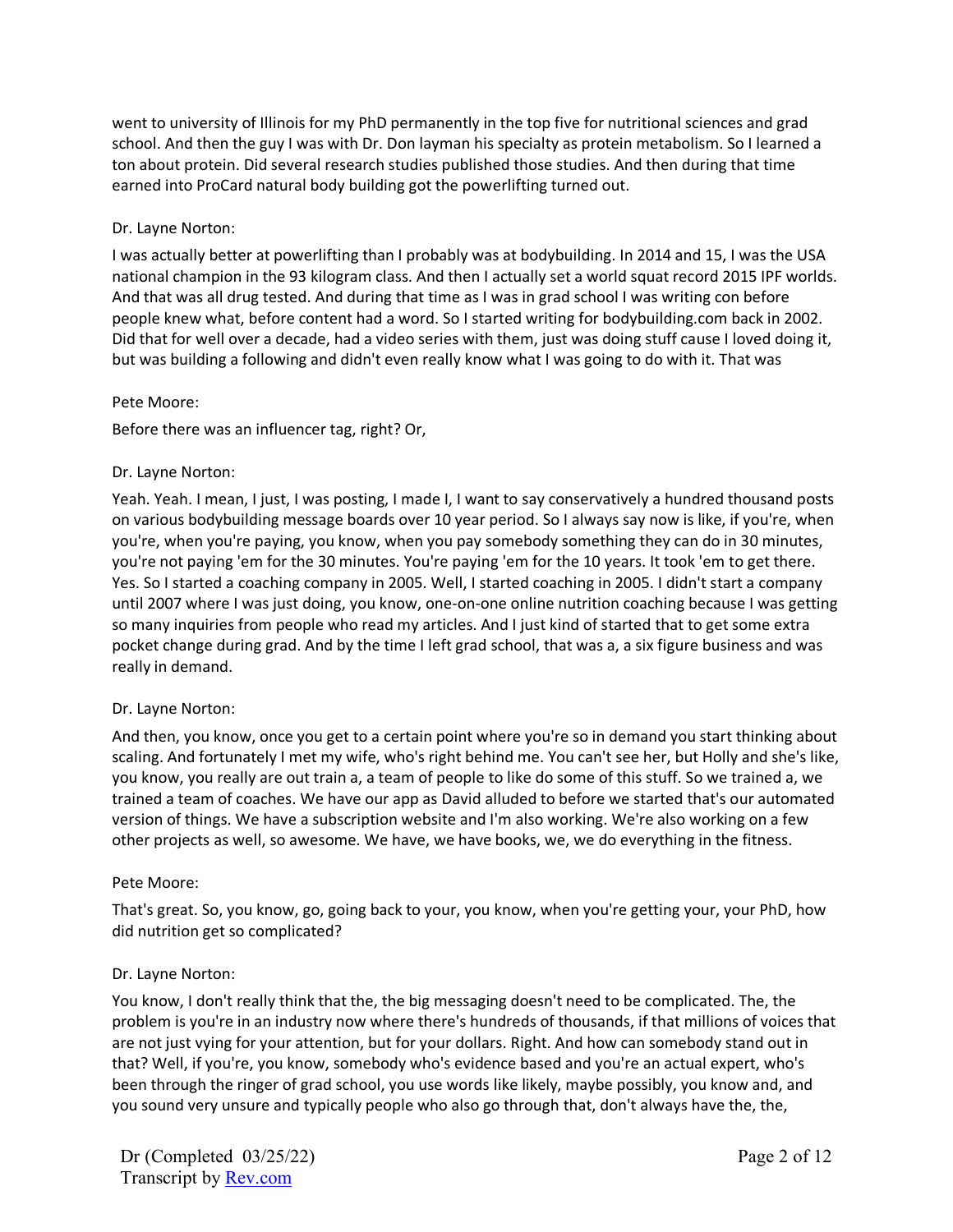went to university of Illinois for my PhD permanently in the top five for nutritional sciences and grad school. And then the guy I was with Dr. Don layman his specialty as protein metabolism. So I learned a ton about protein. Did several research studies published those studies. And then during that time earned into ProCard natural body building got the powerlifting turned out.

Dr. Layne Norton:

I was actually better at powerlifting than I probably was at bodybuilding. In 2014 and 15, I was the USA national champion in the 93 kilogram class. And then I actually set a world squat record 2015 IPF worlds. And that was all drug tested. And during that time as I was in grad school I was writing con before people knew what, before content had a word. So I started writing for bodybuilding.com back in 2002. Did that for well over a decade, had a video series with them, just was doing stuff cause I loved doing it, but was building a following and didn't even really know what I was going to do with it. That was

Pete Moore:

Before there was an influencer tag, right? Or,

Dr. Layne Norton:

Yeah. Yeah. I mean, I just, I was posting, I made I, I want to say conservatively a hundred thousand posts on various bodybuilding message boards over 10 year period. So I always say now is like, if you're, when you're, when you're paying, you know, when you pay somebody something they can do in 30 minutes, you're not paying 'em for the 30 minutes. You're paying 'em for the 10 years. It took 'em to get there. Yes. So I started a coaching company in 2005. Well, I started coaching in 2005. I didn't start a company until 2007 where I was just doing, you know, one-on-one online nutrition coaching because I was getting so many inquiries from people who read my articles. And I just kind of started that to get some extra pocket change during grad. And by the time I left grad school, that was a, a six figure business and was really in demand.

Dr. Layne Norton:

And then, you know, once you get to a certain point where you're so in demand you start thinking about scaling. And fortunately I met my wife, who's right behind me. You can't see her, but Holly and she's like, you know, you really are out train a, a team of people to like do some of this stuff. So we trained a, we trained a team of coaches. We have our app as David alluded to before we started that's our automated version of things. We have a subscription website and I'm also working. We're also working on a few other projects as well, so awesome. We have, we have books, we, we do everything in the fitness.

Pete Moore:

That's great. So, you know, go, going back to your, you know, when you're getting your, your PhD, how did nutrition get so complicated?

Dr. Layne Norton:

You know, I don't really think that the, the big messaging doesn't need to be complicated. The, the problem is you're in an industry now where there's hundreds of thousands, if that millions of voices that are not just vying for your attention, but for your dollars. Right. And how can somebody stand out in that? Well, if you're, you know, somebody who's evidence based and you're an actual expert, who's been through the ringer of grad school, you use words like likely, maybe possibly, you know and, and you sound very unsure and typically people who also go through that, don't always have the, the,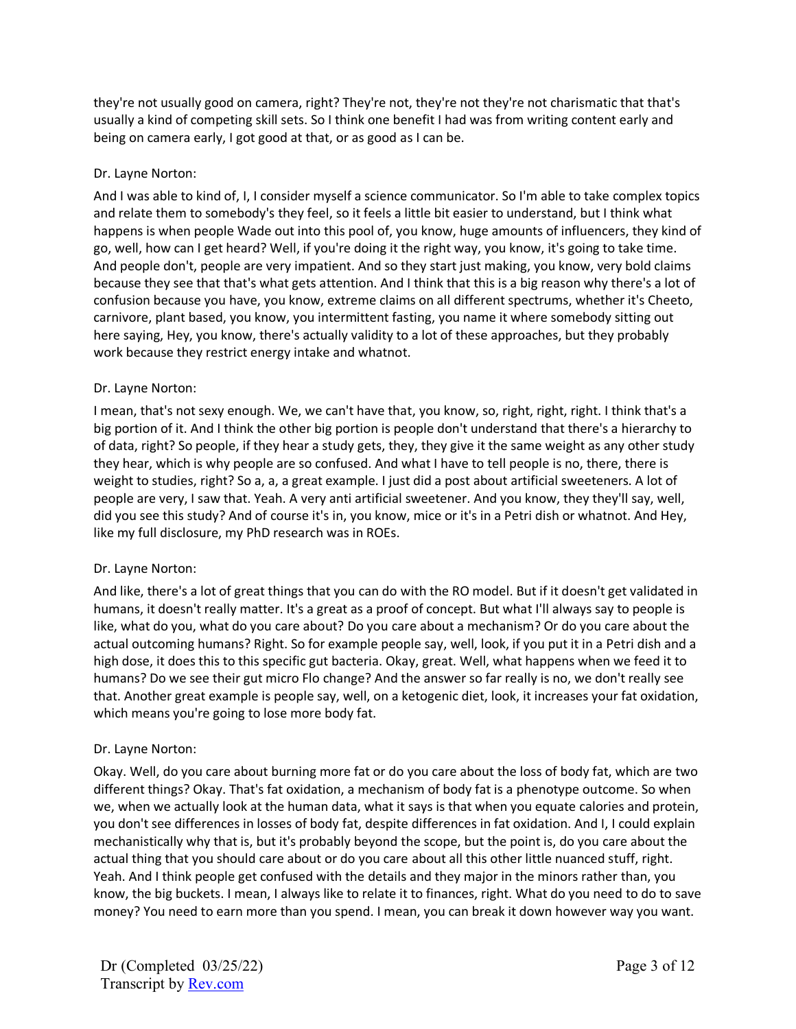they're not usually good on camera, right? They're not, they're not they're not charismatic that that's usually a kind of competing skill sets. So I think one benefit I had was from writing content early and being on camera early, I got good at that, or as good as I can be.

Dr. Layne Norton:

And I was able to kind of, I, I consider myself a science communicator. So I'm able to take complex topics and relate them to somebody's they feel, so it feels a little bit easier to understand, but I think what happens is when people Wade out into this pool of, you know, huge amounts of influencers, they kind of go, well, how can I get heard? Well, if you're doing it the right way, you know, it's going to take time. And people don't, people are very impatient. And so they start just making, you know, very bold claims because they see that that's what gets attention. And I think that this is a big reason why there's a lot of confusion because you have, you know, extreme claims on all different spectrums, whether it's Cheeto, carnivore, plant based, you know, you intermittent fasting, you name it where somebody sitting out here saying, Hey, you know, there's actually validity to a lot of these approaches, but they probably work because they restrict energy intake and whatnot.

Dr. Layne Norton:

I mean, that's not sexy enough. We, we can't have that, you know, so, right, right, right. I think that's a big portion of it. And I think the other big portion is people don't understand that there's a hierarchy to of data, right? So people, if they hear a study gets, they, they give it the same weight as any other study they hear, which is why people are so confused. And what I have to tell people is no, there, there is weight to studies, right? So a, a, a great example. I just did a post about artificial sweeteners. A lot of people are very, I saw that. Yeah. A very anti artificial sweetener. And you know, they they'll say, well, did you see this study? And of course it's in, you know, mice or it's in a Petri dish or whatnot. And Hey, like my full disclosure, my PhD research was in ROEs.

Dr. Layne Norton:

And like, there's a lot of great things that you can do with the RO model. But if it doesn't get validated in humans, it doesn't really matter. It's a great as a proof of concept. But what I'll always say to people is like, what do you, what do you care about? Do you care about a mechanism? Or do you care about the actual outcoming humans? Right. So for example people say, well, look, if you put it in a Petri dish and a high dose, it does this to this specific gut bacteria. Okay, great. Well, what happens when we feed it to humans? Do we see their gut micro Flo change? And the answer so far really is no, we don't really see that. Another great example is people say, well, on a ketogenic diet, look, it increases your fat oxidation, which means you're going to lose more body fat.

Dr. Layne Norton:

Okay. Well, do you care about burning more fat or do you care about the loss of body fat, which are two different things? Okay. That's fat oxidation, a mechanism of body fat is a phenotype outcome. So when we, when we actually look at the human data, what it says is that when you equate calories and protein, you don't see differences in losses of body fat, despite differences in fat oxidation. And I, I could explain mechanistically why that is, but it's probably beyond the scope, but the point is, do you care about the actual thing that you should care about or do you care about all this other little nuanced stuff, right. Yeah. And I think people get confused with the details and they major in the minors rather than, you know, the big buckets. I mean, I always like to relate it to finances, right. What do you need to do to save money? You need to earn more than you spend. I mean, you can break it down however way you want.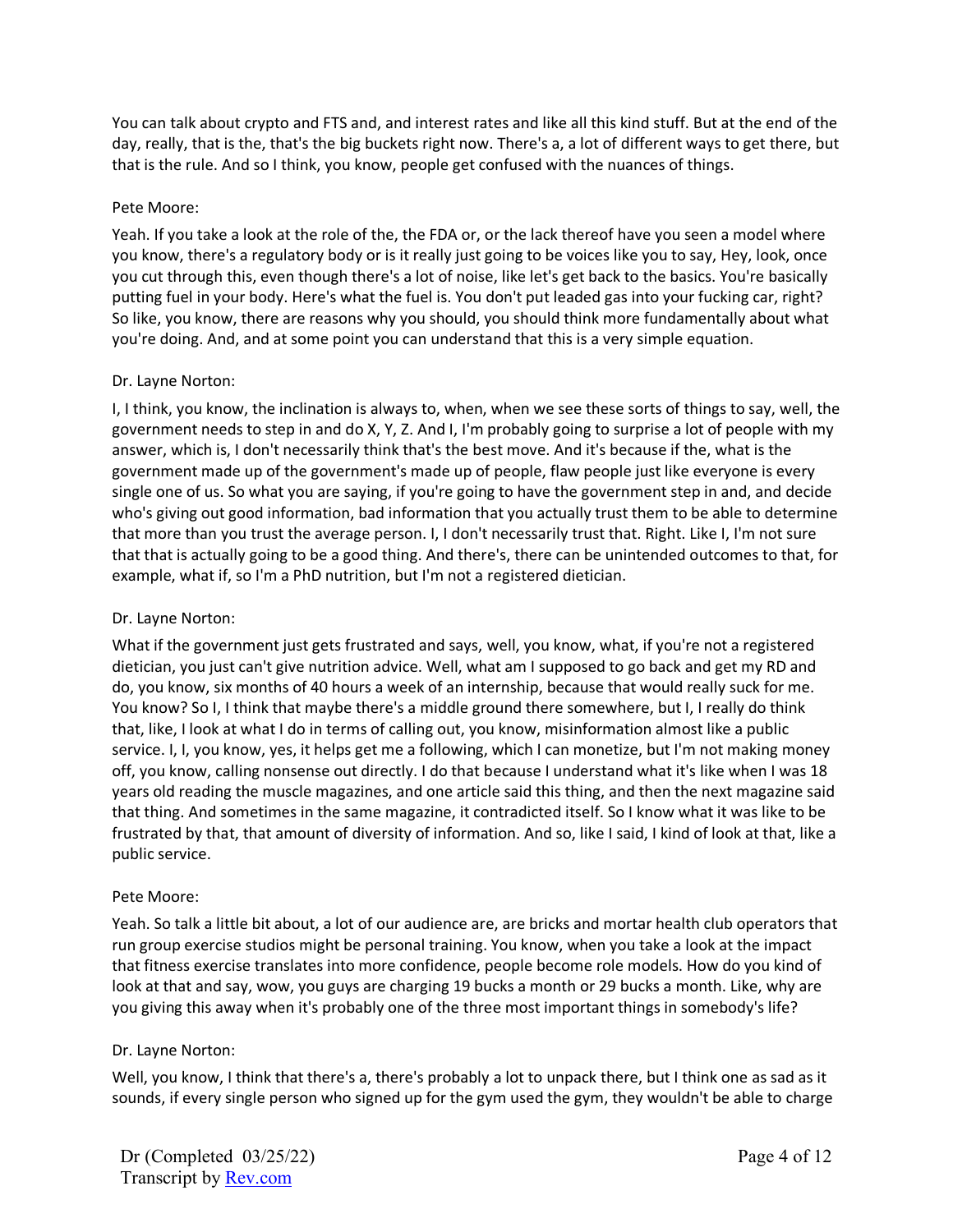You can talk about crypto and FTS and, and interest rates and like all this kind stuff. But at the end of the day, really, that is the, that's the big buckets right now. There's a, a lot of different ways to get there, but that is the rule. And so I think, you know, people get confused with the nuances of things.

Pete Moore:

Yeah. If you take a look at the role of the, the FDA or, or the lack thereof have you seen a model where you know, there's a regulatory body or is it really just going to be voices like you to say, Hey, look, once you cut through this, even though there's a lot of noise, like let's get back to the basics. You're basically putting fuel in your body. Here's what the fuel is. You don't put leaded gas into your fucking car, right? So like, you know, there are reasons why you should, you should think more fundamentally about what you're doing. And, and at some point you can understand that this is a very simple equation.

Dr. Layne Norton:

I, I think, you know, the inclination is always to, when, when we see these sorts of things to say, well, the government needs to step in and do X, Y, Z. And I, I'm probably going to surprise a lot of people with my answer, which is, I don't necessarily think that's the best move. And it's because if the, what is the government made up of the government's made up of people, flaw people just like everyone is every single one of us. So what you are saying, if you're going to have the government step in and, and decide who's giving out good information, bad information that you actually trust them to be able to determine that more than you trust the average person. I, I don't necessarily trust that. Right. Like I, I'm not sure that that is actually going to be a good thing. And there's, there can be unintended outcomes to that, for example, what if, so I'm a PhD nutrition, but I'm not a registered dietician.

Dr. Layne Norton:

What if the government just gets frustrated and says, well, you know, what, if you're not a registered dietician, you just can't give nutrition advice. Well, what am I supposed to go back and get my RD and do, you know, six months of 40 hours a week of an internship, because that would really suck for me. You know? So I, I think that maybe there's a middle ground there somewhere, but I, I really do think that, like, I look at what I do in terms of calling out, you know, misinformation almost like a public service. I, I, you know, yes, it helps get me a following, which I can monetize, but I'm not making money off, you know, calling nonsense out directly. I do that because I understand what it's like when I was 18 years old reading the muscle magazines, and one article said this thing, and then the next magazine said that thing. And sometimes in the same magazine, it contradicted itself. So I know what it was like to be frustrated by that, that amount of diversity of information. And so, like I said, I kind of look at that, like a public service.

Pete Moore:

Yeah. So talk a little bit about, a lot of our audience are, are bricks and mortar health club operators that run group exercise studios might be personal training. You know, when you take a look at the impact that fitness exercise translates into more confidence, people become role models. How do you kind of look at that and say, wow, you guys are charging 19 bucks a month or 29 bucks a month. Like, why are you giving this away when it's probably one of the three most important things in somebody's life?

Dr. Layne Norton:

Well, you know, I think that there's a, there's probably a lot to unpack there, but I think one as sad as it sounds, if every single person who signed up for the gym used the gym, they wouldn't be able to charge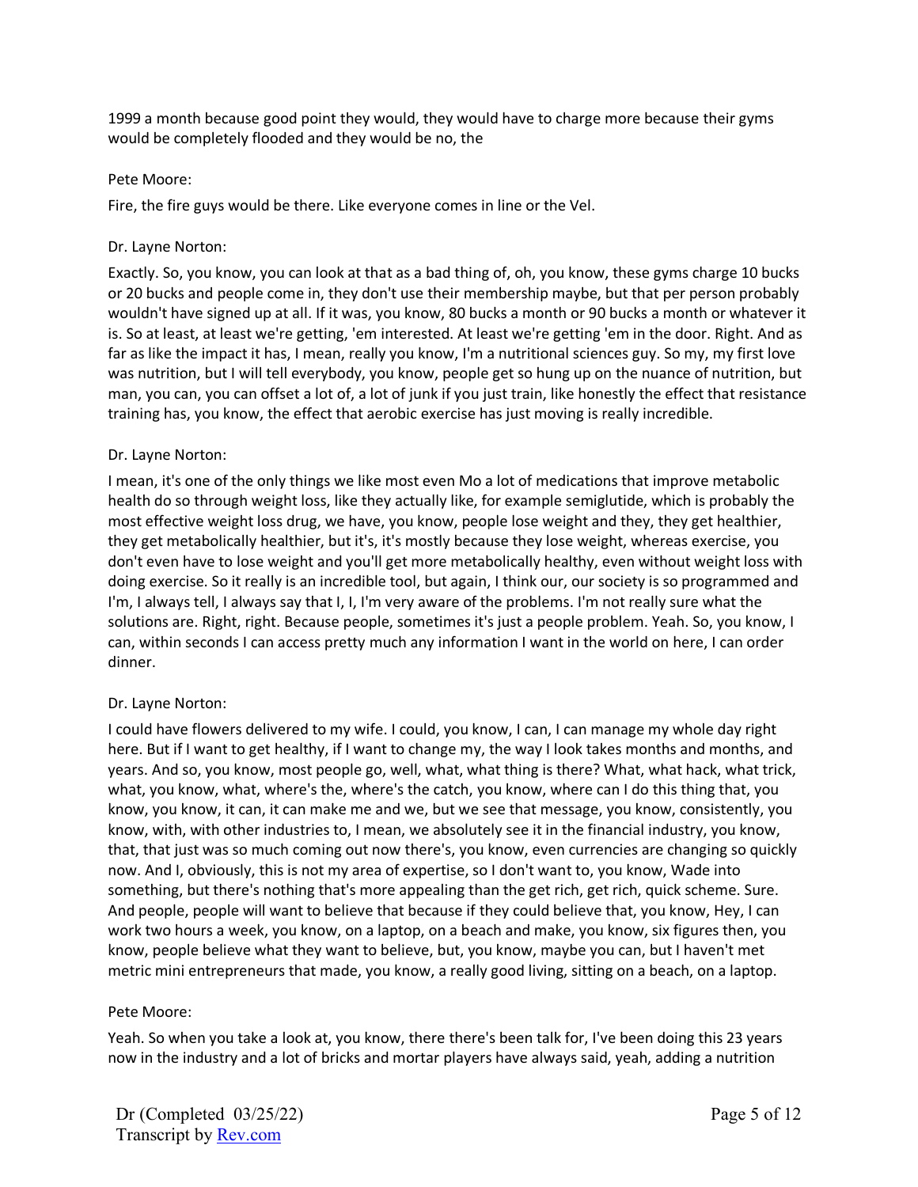1999 a month because good point they would, they would have to charge more because their gyms would be completely flooded and they would be no, the

Pete Moore:

Fire, the fire guys would be there. Like everyone comes in line or the Vel.

Dr. Layne Norton:

Exactly. So, you know, you can look at that as a bad thing of, oh, you know, these gyms charge 10 bucks or 20 bucks and people come in, they don't use their membership maybe, but that per person probably wouldn't have signed up at all. If it was, you know, 80 bucks a month or 90 bucks a month or whatever it is. So at least, at least we're getting, 'em interested. At least we're getting 'em in the door. Right. And as far as like the impact it has, I mean, really you know, I'm a nutritional sciences guy. So my, my first love was nutrition, but I will tell everybody, you know, people get so hung up on the nuance of nutrition, but man, you can, you can offset a lot of, a lot of junk if you just train, like honestly the effect that resistance training has, you know, the effect that aerobic exercise has just moving is really incredible.

Dr. Layne Norton:

I mean, it's one of the only things we like most even Mo a lot of medications that improve metabolic health do so through weight loss, like they actually like, for example semiglutide, which is probably the most effective weight loss drug, we have, you know, people lose weight and they, they get healthier, they get metabolically healthier, but it's, it's mostly because they lose weight, whereas exercise, you don't even have to lose weight and you'll get more metabolically healthy, even without weight loss with doing exercise. So it really is an incredible tool, but again, I think our, our society is so programmed and I'm, I always tell, I always say that I, I, I'm very aware of the problems. I'm not really sure what the solutions are. Right, right. Because people, sometimes it's just a people problem. Yeah. So, you know, I can, within seconds I can access pretty much any information I want in the world on here, I can order dinner.

Dr. Layne Norton:

I could have flowers delivered to my wife. I could, you know, I can, I can manage my whole day right here. But if I want to get healthy, if I want to change my, the way I look takes months and months, and years. And so, you know, most people go, well, what, what thing is there? What, what hack, what trick, what, you know, what, where's the, where's the catch, you know, where can I do this thing that, you know, you know, it can, it can make me and we, but we see that message, you know, consistently, you know, with, with other industries to, I mean, we absolutely see it in the financial industry, you know, that, that just was so much coming out now there's, you know, even currencies are changing so quickly now. And I, obviously, this is not my area of expertise, so I don't want to, you know, Wade into something, but there's nothing that's more appealing than the get rich, get rich, quick scheme. Sure. And people, people will want to believe that because if they could believe that, you know, Hey, I can work two hours a week, you know, on a laptop, on a beach and make, you know, six figures then, you know, people believe what they want to believe, but, you know, maybe you can, but I haven't met metric mini entrepreneurs that made, you know, a really good living, sitting on a beach, on a laptop.

Pete Moore:

Yeah. So when you take a look at, you know, there there's been talk for, I've been doing this 23 years now in the industry and a lot of bricks and mortar players have always said, yeah, adding a nutrition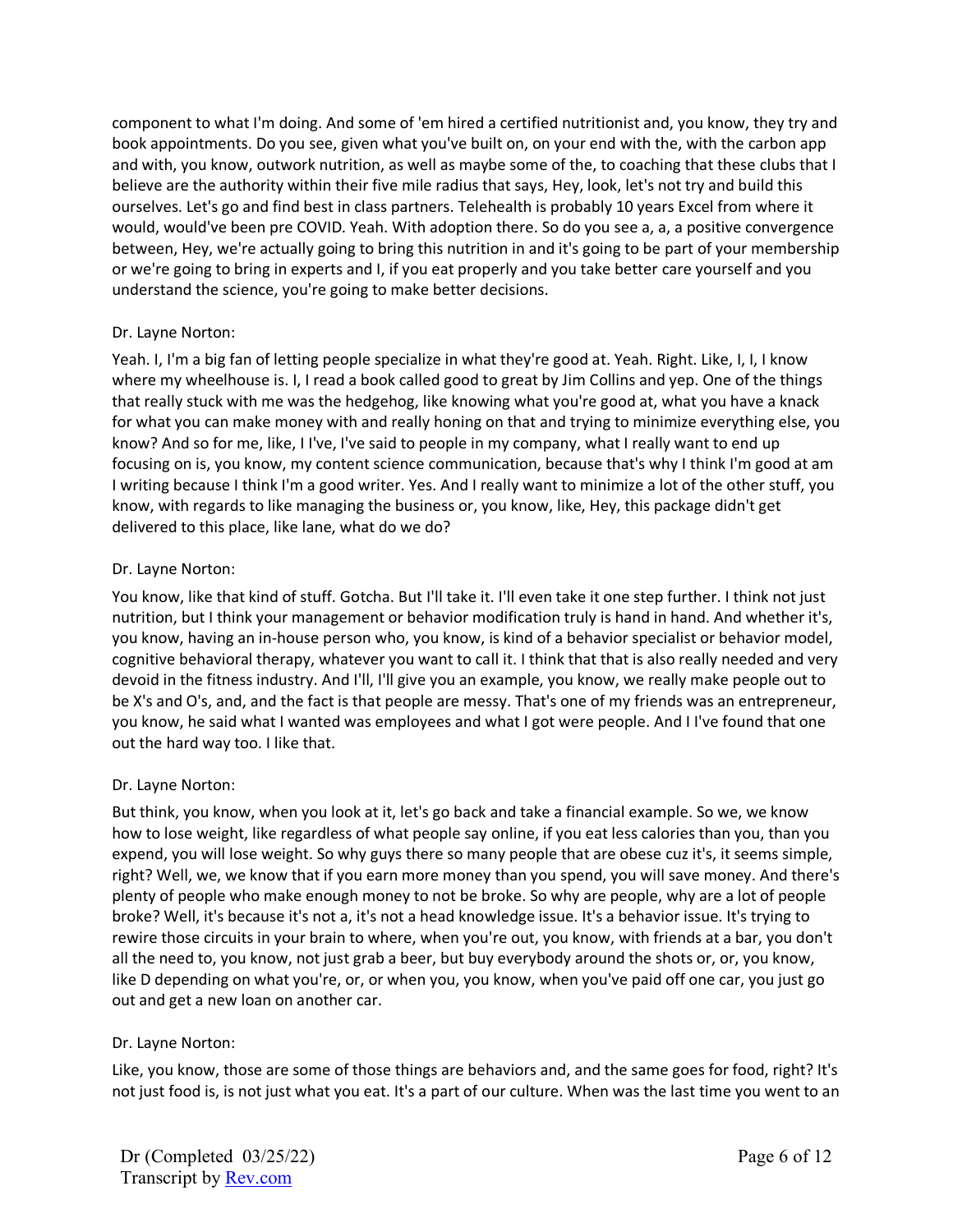component to what I'm doing. And some of 'em hired a certified nutritionist and, you know, they try and book appointments. Do you see, given what you've built on, on your end with the, with the carbon app and with, you know, outwork nutrition, as well as maybe some of the, to coaching that these clubs that I believe are the authority within their five mile radius that says, Hey, look, let's not try and build this ourselves. Let's go and find best in class partners. Telehealth is probably 10 years Excel from where it would, would've been pre COVID. Yeah. With adoption there. So do you see a, a, a positive convergence between, Hey, we're actually going to bring this nutrition in and it's going to be part of your membership or we're going to bring in experts and I, if you eat properly and you take better care yourself and you understand the science, you're going to make better decisions.

Dr. Layne Norton:

Yeah. I, I'm a big fan of letting people specialize in what they're good at. Yeah. Right. Like, I, I, I know where my wheelhouse is. I, I read a book called good to great by Jim Collins and yep. One of the things that really stuck with me was the hedgehog, like knowing what you're good at, what you have a knack for what you can make money with and really honing on that and trying to minimize everything else, you know? And so for me, like, I I've, I've said to people in my company, what I really want to end up focusing on is, you know, my content science communication, because that's why I think I'm good at am I writing because I think I'm a good writer. Yes. And I really want to minimize a lot of the other stuff, you know, with regards to like managing the business or, you know, like, Hey, this package didn't get delivered to this place, like lane, what do we do?

Dr. Layne Norton:

You know, like that kind of stuff. Gotcha. But I'll take it. I'll even take it one step further. I think not just nutrition, but I think your management or behavior modification truly is hand in hand. And whether it's, you know, having an in-house person who, you know, is kind of a behavior specialist or behavior model, cognitive behavioral therapy, whatever you want to call it. I think that that is also really needed and very devoid in the fitness industry. And I'll, I'll give you an example, you know, we really make people out to be X's and O's, and, and the fact is that people are messy. That's one of my friends was an entrepreneur, you know, he said what I wanted was employees and what I got were people. And I I've found that one out the hard way too. I like that.

Dr. Layne Norton:

But think, you know, when you look at it, let's go back and take a financial example. So we, we know how to lose weight, like regardless of what people say online, if you eat less calories than you, than you expend, you will lose weight. So why guys there so many people that are obese cuz it's, it seems simple, right? Well, we, we know that if you earn more money than you spend, you will save money. And there's plenty of people who make enough money to not be broke. So why are people, why are a lot of people broke? Well, it's because it's not a, it's not a head knowledge issue. It's a behavior issue. It's trying to rewire those circuits in your brain to where, when you're out, you know, with friends at a bar, you don't all the need to, you know, not just grab a beer, but buy everybody around the shots or, or, you know, like D depending on what you're, or, or when you, you know, when you've paid off one car, you just go out and get a new loan on another car.

Dr. Layne Norton:

Like, you know, those are some of those things are behaviors and, and the same goes for food, right? It's not just food is, is not just what you eat. It's a part of our culture. When was the last time you went to an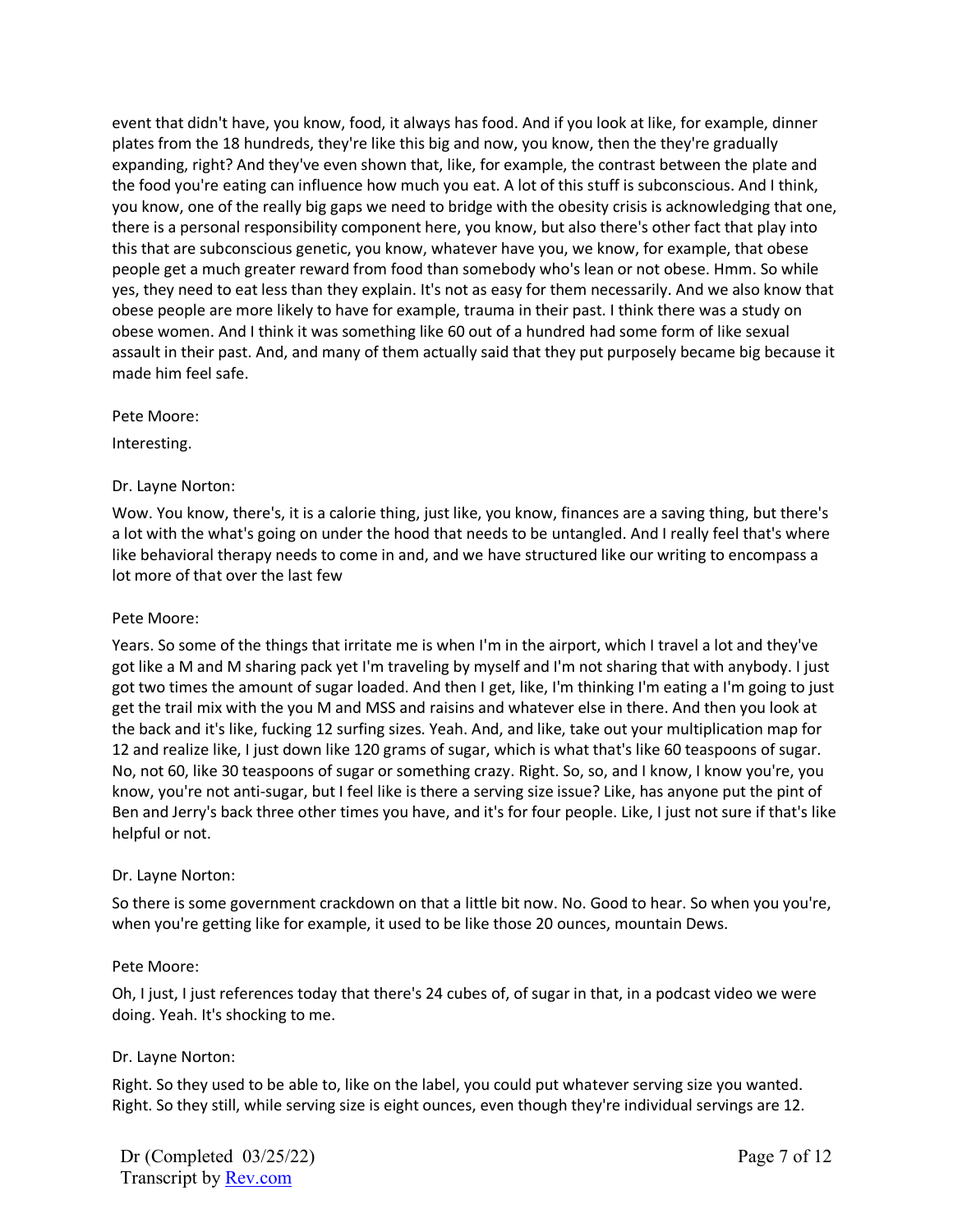event that didn't have, you know, food, it always has food. And if you look at like, for example, dinner plates from the 18 hundreds, they're like this big and now, you know, then the they're gradually expanding, right? And they've even shown that, like, for example, the contrast between the plate and the food you're eating can influence how much you eat. A lot of this stuff is subconscious. And I think, you know, one of the really big gaps we need to bridge with the obesity crisis is acknowledging that one, there is a personal responsibility component here, you know, but also there's other fact that play into this that are subconscious genetic, you know, whatever have you, we know, for example, that obese people get a much greater reward from food than somebody who's lean or not obese. Hmm. So while yes, they need to eat less than they explain. It's not as easy for them necessarily. And we also know that obese people are more likely to have for example, trauma in their past. I think there was a study on obese women. And I think it was something like 60 out of a hundred had some form of like sexual assault in their past. And, and many of them actually said that they put purposely became big because it made him feel safe.

Pete Moore:

Interesting.

Dr. Layne Norton:

Wow. You know, there's, it is a calorie thing, just like, you know, finances are a saving thing, but there's a lot with the what's going on under the hood that needs to be untangled. And I really feel that's where like behavioral therapy needs to come in and, and we have structured like our writing to encompass a lot more of that over the last few

Pete Moore:

Years. So some of the things that irritate me is when I'm in the airport, which I travel a lot and they've got like a M and M sharing pack yet I'm traveling by myself and I'm not sharing that with anybody. I just got two times the amount of sugar loaded. And then I get, like, I'm thinking I'm eating a I'm going to just get the trail mix with the you M and MSS and raisins and whatever else in there. And then you look at the back and it's like, fucking 12 surfing sizes. Yeah. And, and like, take out your multiplication map for 12 and realize like, I just down like 120 grams of sugar, which is what that's like 60 teaspoons of sugar. No, not 60, like 30 teaspoons of sugar or something crazy. Right. So, so, and I know, I know you're, you know, you're not anti-sugar, but I feel like is there a serving size issue? Like, has anyone put the pint of Ben and Jerry's back three other times you have, and it's for four people. Like, I just not sure if that's like helpful or not.

Dr. Layne Norton:

So there is some government crackdown on that a little bit now. No. Good to hear. So when you you're, when you're getting like for example, it used to be like those 20 ounces, mountain Dews.

Pete Moore:

Oh, I just, I just references today that there's 24 cubes of, of sugar in that, in a podcast video we were doing. Yeah. It's shocking to me.

Dr. Layne Norton:

Right. So they used to be able to, like on the label, you could put whatever serving size you wanted. Right. So they still, while serving size is eight ounces, even though they're individual servings are 12.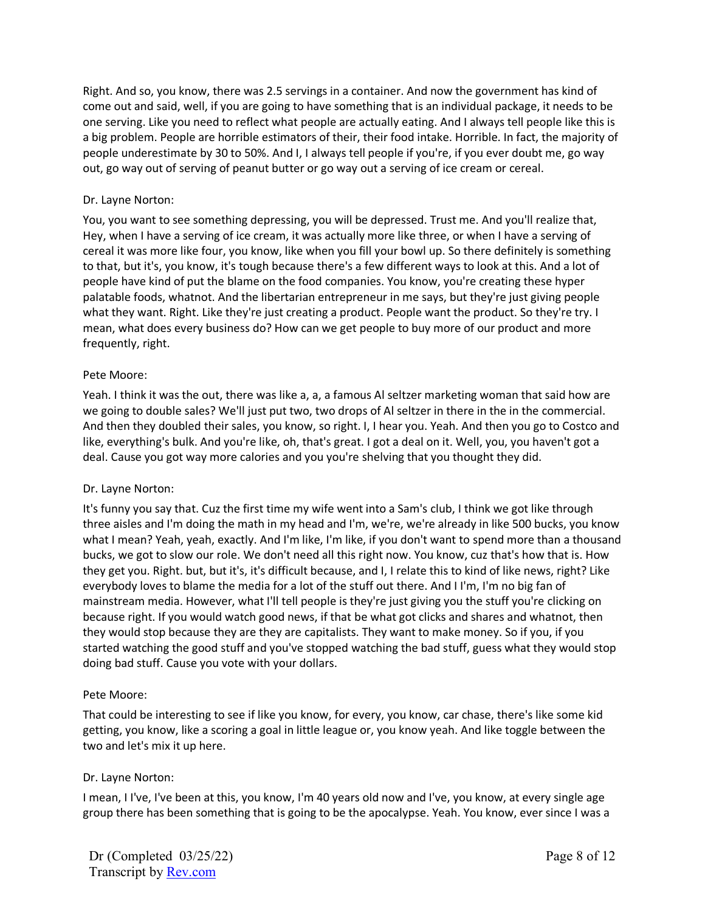Right. And so, you know, there was 2.5 servings in a container. And now the government has kind of come out and said, well, if you are going to have something that is an individual package, it needs to be one serving. Like you need to reflect what people are actually eating. And I always tell people like this is a big problem. People are horrible estimators of their, their food intake. Horrible. In fact, the majority of people underestimate by 30 to 50%. And I, I always tell people if you're, if you ever doubt me, go way out, go way out of serving of peanut butter or go way out a serving of ice cream or cereal.

Dr. Layne Norton:

You, you want to see something depressing, you will be depressed. Trust me. And you'll realize that, Hey, when I have a serving of ice cream, it was actually more like three, or when I have a serving of cereal it was more like four, you know, like when you fill your bowl up. So there definitely is something to that, but it's, you know, it's tough because there's a few different ways to look at this. And a lot of people have kind of put the blame on the food companies. You know, you're creating these hyper palatable foods, whatnot. And the libertarian entrepreneur in me says, but they're just giving people what they want. Right. Like they're just creating a product. People want the product. So they're try. I mean, what does every business do? How can we get people to buy more of our product and more frequently, right.

Pete Moore:

Yeah. I think it was the out, there was like a, a, a famous Al seltzer marketing woman that said how are we going to double sales? We'll just put two, two drops of Al seltzer in there in the in the commercial. And then they doubled their sales, you know, so right. I, I hear you. Yeah. And then you go to Costco and like, everything's bulk. And you're like, oh, that's great. I got a deal on it. Well, you, you haven't got a deal. Cause you got way more calories and you you're shelving that you thought they did.

Dr. Layne Norton:

It's funny you say that. Cuz the first time my wife went into a Sam's club, I think we got like through three aisles and I'm doing the math in my head and I'm, we're, we're already in like 500 bucks, you know what I mean? Yeah, yeah, exactly. And I'm like, I'm like, if you don't want to spend more than a thousand bucks, we got to slow our role. We don't need all this right now. You know, cuz that's how that is. How they get you. Right. but, but it's, it's difficult because, and I, I relate this to kind of like news, right? Like everybody loves to blame the media for a lot of the stuff out there. And I I'm, I'm no big fan of mainstream media. However, what I'll tell people is they're just giving you the stuff you're clicking on because right. If you would watch good news, if that be what got clicks and shares and whatnot, then they would stop because they are they are capitalists. They want to make money. So if you, if you started watching the good stuff and you've stopped watching the bad stuff, guess what they would stop doing bad stuff. Cause you vote with your dollars.

Pete Moore:

That could be interesting to see if like you know, for every, you know, car chase, there's like some kid getting, you know, like a scoring a goal in little league or, you know yeah. And like toggle between the two and let's mix it up here.

Dr. Layne Norton:

I mean, I I've, I've been at this, you know, I'm 40 years old now and I've, you know, at every single age group there has been something that is going to be the apocalypse. Yeah. You know, ever since I was a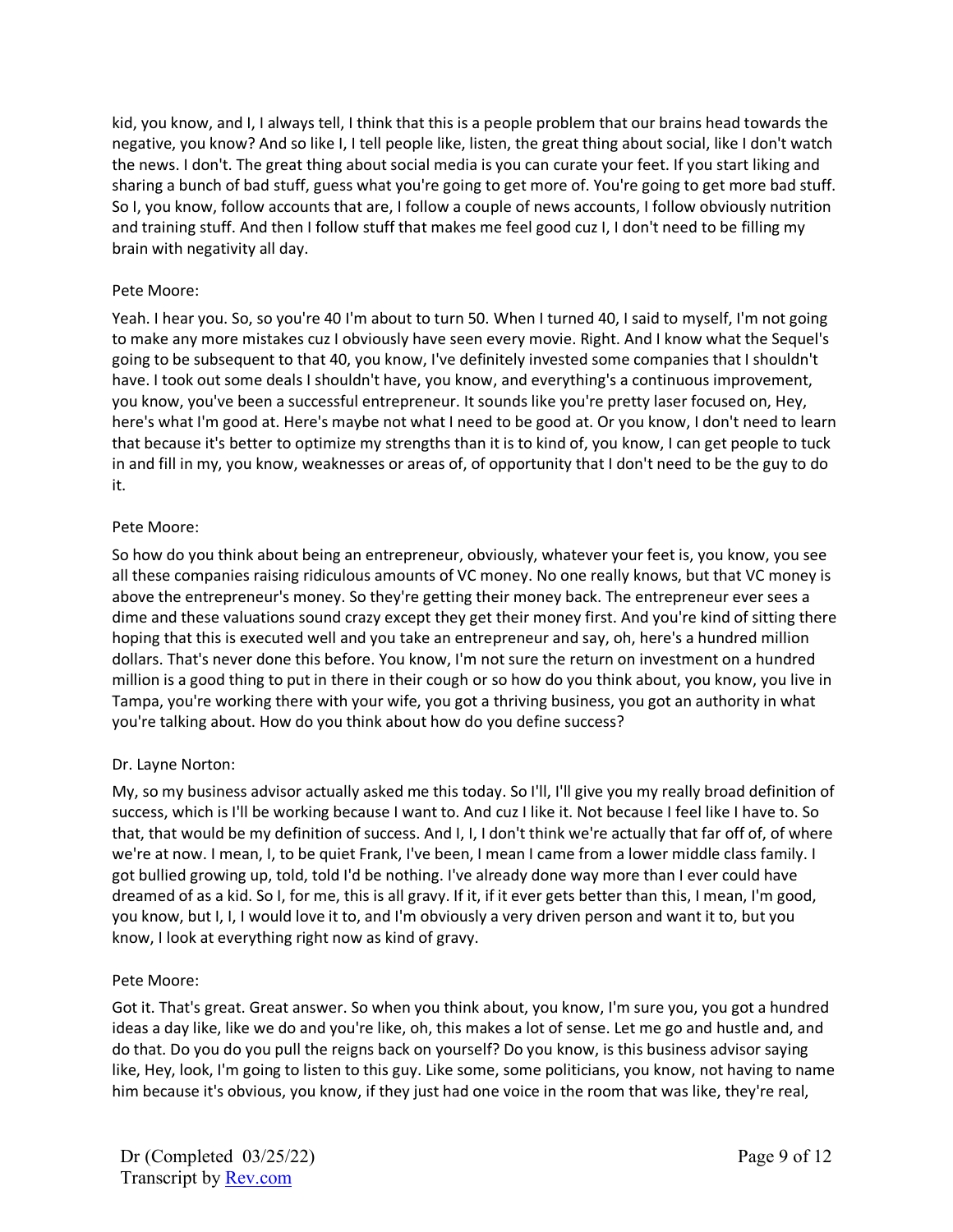kid, you know, and I, I always tell, I think that this is a people problem that our brains head towards the negative, you know? And so like I, I tell people like, listen, the great thing about social, like I don't watch the news. I don't. The great thing about social media is you can curate your feet. If you start liking and sharing a bunch of bad stuff, guess what you're going to get more of. You're going to get more bad stuff. So I, you know, follow accounts that are, I follow a couple of news accounts, I follow obviously nutrition and training stuff. And then I follow stuff that makes me feel good cuz I, I don't need to be filling my brain with negativity all day.

Pete Moore:

Yeah. I hear you. So, so you're 40 I'm about to turn 50. When I turned 40, I said to myself, I'm not going to make any more mistakes cuz I obviously have seen every movie. Right. And I know what the Sequel's going to be subsequent to that 40, you know, I've definitely invested some companies that I shouldn't have. I took out some deals I shouldn't have, you know, and everything's a continuous improvement, you know, you've been a successful entrepreneur. It sounds like you're pretty laser focused on, Hey, here's what I'm good at. Here's maybe not what I need to be good at. Or you know, I don't need to learn that because it's better to optimize my strengths than it is to kind of, you know, I can get people to tuck in and fill in my, you know, weaknesses or areas of, of opportunity that I don't need to be the guy to do it.

Pete Moore:

So how do you think about being an entrepreneur, obviously, whatever your feet is, you know, you see all these companies raising ridiculous amounts of VC money. No one really knows, but that VC money is above the entrepreneur's money. So they're getting their money back. The entrepreneur ever sees a dime and these valuations sound crazy except they get their money first. And you're kind of sitting there hoping that this is executed well and you take an entrepreneur and say, oh, here's a hundred million dollars. That's never done this before. You know, I'm not sure the return on investment on a hundred million is a good thing to put in there in their cough or so how do you think about, you know, you live in Tampa, you're working there with your wife, you got a thriving business, you got an authority in what you're talking about. How do you think about how do you define success?

Dr. Layne Norton:

My, so my business advisor actually asked me this today. So I'll, I'll give you my really broad definition of success, which is I'll be working because I want to. And cuz I like it. Not because I feel like I have to. So that, that would be my definition of success. And I, I, I don't think we're actually that far off of, of where we're at now. I mean, I, to be quiet Frank, I've been, I mean I came from a lower middle class family. I got bullied growing up, told, told I'd be nothing. I've already done way more than I ever could have dreamed of as a kid. So I, for me, this is all gravy. If it, if it ever gets better than this, I mean, I'm good, you know, but I, I, I would love it to, and I'm obviously a very driven person and want it to, but you know, I look at everything right now as kind of gravy.

Pete Moore:

Got it. That's great. Great answer. So when you think about, you know, I'm sure you, you got a hundred ideas a day like, like we do and you're like, oh, this makes a lot of sense. Let me go and hustle and, and do that. Do you do you pull the reigns back on yourself? Do you know, is this business advisor saying like, Hey, look, I'm going to listen to this guy. Like some, some politicians, you know, not having to name him because it's obvious, you know, if they just had one voice in the room that was like, they're real,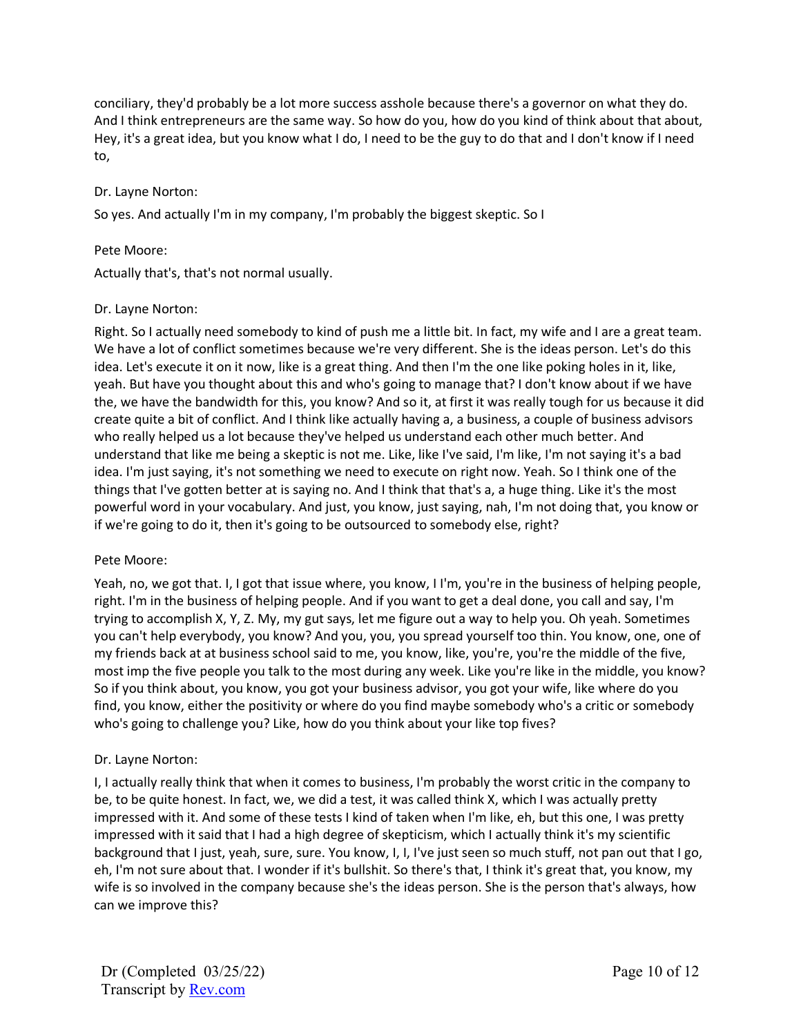conciliary, they'd probably be a lot more success asshole because there's a governor on what they do. And I think entrepreneurs are the same way. So how do you, how do you kind of think about that about, Hey, it's a great idea, but you know what I do, I need to be the guy to do that and I don't know if I need to,

Dr. Layne Norton:

So yes. And actually I'm in my company, I'm probably the biggest skeptic. So I

Pete Moore:

Actually that's, that's not normal usually.

Dr. Layne Norton:

Right. So I actually need somebody to kind of push me a little bit. In fact, my wife and I are a great team. We have a lot of conflict sometimes because we're very different. She is the ideas person. Let's do this idea. Let's execute it on it now, like is a great thing. And then I'm the one like poking holes in it, like, yeah. But have you thought about this and who's going to manage that? I don't know about if we have the, we have the bandwidth for this, you know? And so it, at first it was really tough for us because it did create quite a bit of conflict. And I think like actually having a, a business, a couple of business advisors who really helped us a lot because they've helped us understand each other much better. And understand that like me being a skeptic is not me. Like, like I've said, I'm like, I'm not saying it's a bad idea. I'm just saying, it's not something we need to execute on right now. Yeah. So I think one of the things that I've gotten better at is saying no. And I think that that's a, a huge thing. Like it's the most powerful word in your vocabulary. And just, you know, just saying, nah, I'm not doing that, you know or if we're going to do it, then it's going to be outsourced to somebody else, right?

Pete Moore:

Yeah, no, we got that. I, I got that issue where, you know, I I'm, you're in the business of helping people, right. I'm in the business of helping people. And if you want to get a deal done, you call and say, I'm trying to accomplish X, Y, Z. My, my gut says, let me figure out a way to help you. Oh yeah. Sometimes you can't help everybody, you know? And you, you, you spread yourself too thin. You know, one, one of my friends back at at business school said to me, you know, like, you're, you're the middle of the five, most imp the five people you talk to the most during any week. Like you're like in the middle, you know? So if you think about, you know, you got your business advisor, you got your wife, like where do you find, you know, either the positivity or where do you find maybe somebody who's a critic or somebody who's going to challenge you? Like, how do you think about your like top fives?

Dr. Layne Norton:

I, I actually really think that when it comes to business, I'm probably the worst critic in the company to be, to be quite honest. In fact, we, we did a test, it was called think X, which I was actually pretty impressed with it. And some of these tests I kind of taken when I'm like, eh, but this one, I was pretty impressed with it said that I had a high degree of skepticism, which I actually think it's my scientific background that I just, yeah, sure, sure. You know, I, I, I've just seen so much stuff, not pan out that I go, eh, I'm not sure about that. I wonder if it's bullshit. So there's that, I think it's great that, you know, my wife is so involved in the company because she's the ideas person. She is the person that's always, how can we improve this?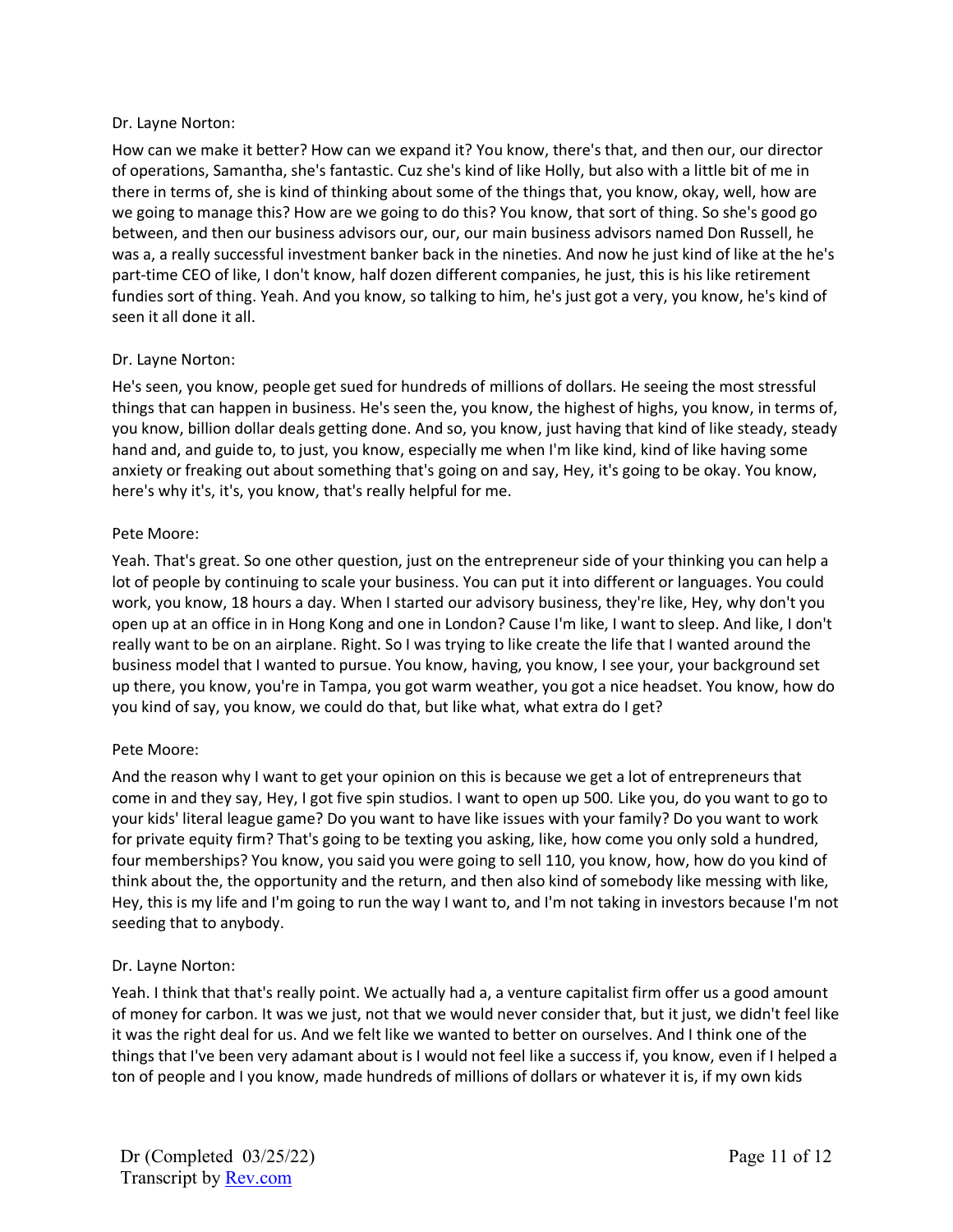Dr. Layne Norton:

How can we make it better? How can we expand it? You know, there's that, and then our, our director of operations, Samantha, she's fantastic. Cuz she's kind of like Holly, but also with a little bit of me in there in terms of, she is kind of thinking about some of the things that, you know, okay, well, how are we going to manage this? How are we going to do this? You know, that sort of thing. So she's good go between, and then our business advisors our, our, our main business advisors named Don Russell, he was a, a really successful investment banker back in the nineties. And now he just kind of like at the he's part-time CEO of like, I don't know, half dozen different companies, he just, this is his like retirement fundies sort of thing. Yeah. And you know, so talking to him, he's just got a very, you know, he's kind of seen it all done it all.

Dr. Layne Norton:

He's seen, you know, people get sued for hundreds of millions of dollars. He seeing the most stressful things that can happen in business. He's seen the, you know, the highest of highs, you know, in terms of, you know, billion dollar deals getting done. And so, you know, just having that kind of like steady, steady hand and, and guide to, to just, you know, especially me when I'm like kind, kind of like having some anxiety or freaking out about something that's going on and say, Hey, it's going to be okay. You know, here's why it's, it's, you know, that's really helpful for me.

Pete Moore:

Yeah. That's great. So one other question, just on the entrepreneur side of your thinking you can help a lot of people by continuing to scale your business. You can put it into different or languages. You could work, you know, 18 hours a day. When I started our advisory business, they're like, Hey, why don't you open up at an office in in Hong Kong and one in London? Cause I'm like, I want to sleep. And like, I don't really want to be on an airplane. Right. So I was trying to like create the life that I wanted around the business model that I wanted to pursue. You know, having, you know, I see your, your background set up there, you know, you're in Tampa, you got warm weather, you got a nice headset. You know, how do you kind of say, you know, we could do that, but like what, what extra do I get?

Pete Moore:

And the reason why I want to get your opinion on this is because we get a lot of entrepreneurs that come in and they say, Hey, I got five spin studios. I want to open up 500. Like you, do you want to go to your kids' literal league game? Do you want to have like issues with your family? Do you want to work for private equity firm? That's going to be texting you asking, like, how come you only sold a hundred, four memberships? You know, you said you were going to sell 110, you know, how, how do you kind of think about the, the opportunity and the return, and then also kind of somebody like messing with like, Hey, this is my life and I'm going to run the way I want to, and I'm not taking in investors because I'm not seeding that to anybody.

Dr. Layne Norton:

Yeah. I think that that's really point. We actually had a, a venture capitalist firm offer us a good amount of money for carbon. It was we just, not that we would never consider that, but it just, we didn't feel like it was the right deal for us. And we felt like we wanted to better on ourselves. And I think one of the things that I've been very adamant about is I would not feel like a success if, you know, even if I helped a ton of people and I you know, made hundreds of millions of dollars or whatever it is, if my own kids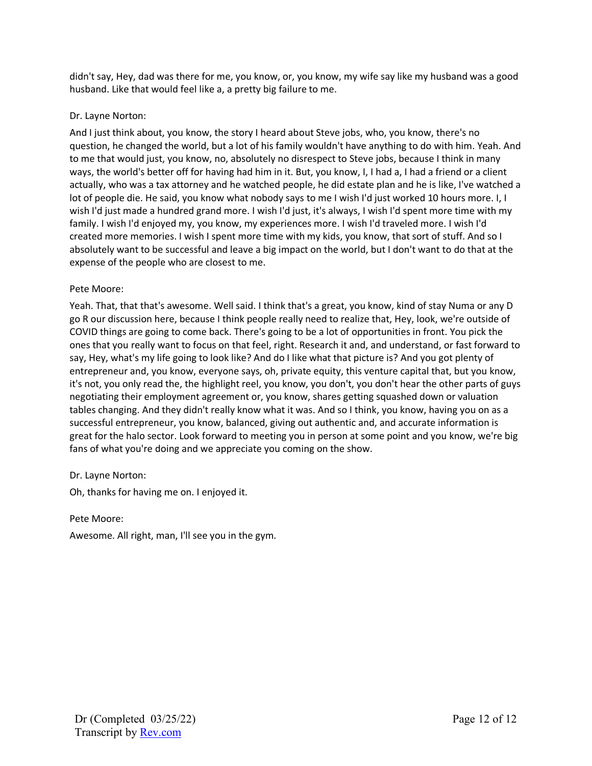didn't say, Hey, dad was there for me, you know, or, you know, my wife say like my husband was a good husband. Like that would feel like a, a pretty big failure to me.

Dr. Layne Norton:

And I just think about, you know, the story I heard about Steve jobs, who, you know, there's no question, he changed the world, but a lot of his family wouldn't have anything to do with him. Yeah. And to me that would just, you know, no, absolutely no disrespect to Steve jobs, because I think in many ways, the world's better off for having had him in it. But, you know, I, I had a, I had a friend or a client actually, who was a tax attorney and he watched people, he did estate plan and he is like, I've watched a lot of people die. He said, you know what nobody says to me I wish I'd just worked 10 hours more. I, I wish I'd just made a hundred grand more. I wish I'd just, it's always, I wish I'd spent more time with my family. I wish I'd enjoyed my, you know, my experiences more. I wish I'd traveled more. I wish I'd created more memories. I wish I spent more time with my kids, you know, that sort of stuff. And so I absolutely want to be successful and leave a big impact on the world, but I don't want to do that at the expense of the people who are closest to me.

Pete Moore:

Yeah. That, that that's awesome. Well said. I think that's a great, you know, kind of stay Numa or any D go R our discussion here, because I think people really need to realize that, Hey, look, we're outside of COVID things are going to come back. There's going to be a lot of opportunities in front. You pick the ones that you really want to focus on that feel, right. Research it and, and understand, or fast forward to say, Hey, what's my life going to look like? And do I like what that picture is? And you got plenty of entrepreneur and, you know, everyone says, oh, private equity, this venture capital that, but you know, it's not, you only read the, the highlight reel, you know, you don't, you don't hear the other parts of guys negotiating their employment agreement or, you know, shares getting squashed down or valuation tables changing. And they didn't really know what it was. And so I think, you know, having you on as a successful entrepreneur, you know, balanced, giving out authentic and, and accurate information is great for the halo sector. Look forward to meeting you in person at some point and you know, we're big fans of what you're doing and we appreciate you coming on the show.

Dr. Layne Norton:

Oh, thanks for having me on. I enjoyed it.

Pete Moore:

Awesome. All right, man, I'll see you in the gym.